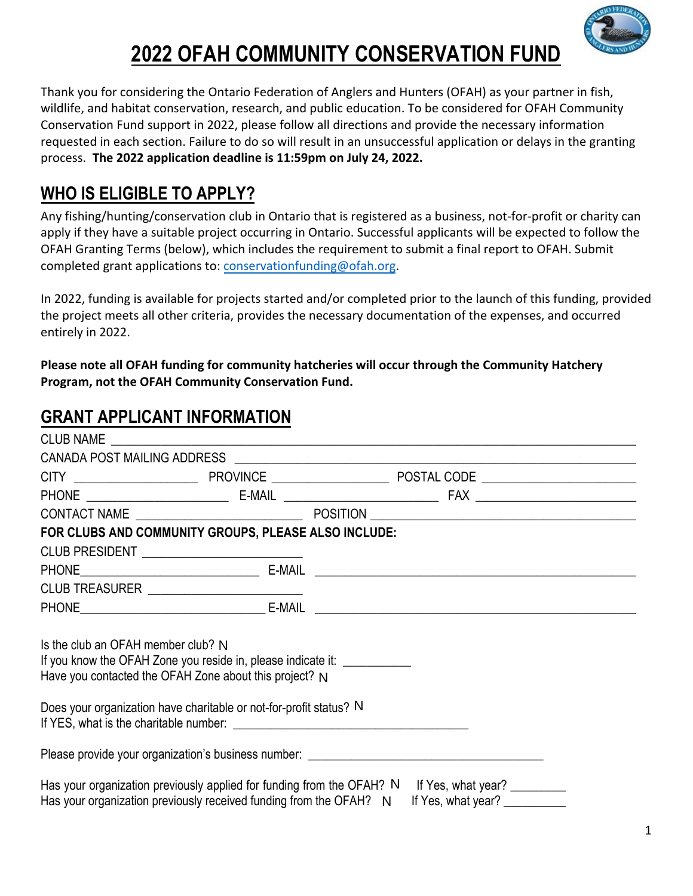# 2022 OFAH COMMUNITY CONSERVATION FUND

Thank you for considering the Ontario Federation of Anglers and Hunters (OFAH) as your partner in fish, wildlife, and habitat conservation, research, and public education. To be considered for OFAH Community Conservation Fund support in 2022, please follow all directions and provide the necessary information requested in each section. Failure to do so will result in an unsuccessful application or delays in the granting process. **The 2022 application deadline is 11:59pm on July 24, 2022.**

## WHO IS ELIGIBLE TO APPLY?

Any fishing/hunting/conservation club in Ontario that is registered as a business, not-for-profit or charity can apply if they have a suitable project occurring in Ontario. Successful applicants will be expected to follow the OFAH Granting Terms (below), which includes the requirement to submit a final report to OFAH. Submit completed grant applications to: conservationfunding@ofah.org.

In 2022, funding is available for projects started and/or completed prior to the launch of this funding, provided the project meets all other criteria, provides the necessary documentation of the expenses, and occurred entirely in 2022.

**Please note all OFAH funding for community hatcheries will occur through the Community Hatchery Program, not the OFAH Community Conservation Fund.**

## GRANT APPLICANT INFORMATION

CLUB NAME ____________________

CANADA POST MAILING ADDRESS ____________________

CITY ____________ PROVINCE ____________ POSTAL CODE ____________

PHONE ____________ E-MAIL ____________ FAX ____________

CONTACT NAME ____________ POSITION ____________

**FOR CLUBS AND COMMUNITY GROUPS, PLEASE ALSO INCLUDE:**

CLUB PRESIDENT ____________

PHONE ____________ E-MAIL ____________

CLUB TREASURER ____________

PHONE ____________ E-MAIL ____________

Is the club an OFAH member club? N
If you know the OFAH Zone you reside in, please indicate it: ____________
Have you contacted the OFAH Zone about this project? N

Does your organization have charitable or not-for-profit status? N
If YES, what is the charitable number: ____________

Please provide your organization's business number: ____________

Has your organization previously applied for funding from the OFAH? N If Yes, what year? ________
Has your organization previously received funding from the OFAH? N If Yes, what year? ________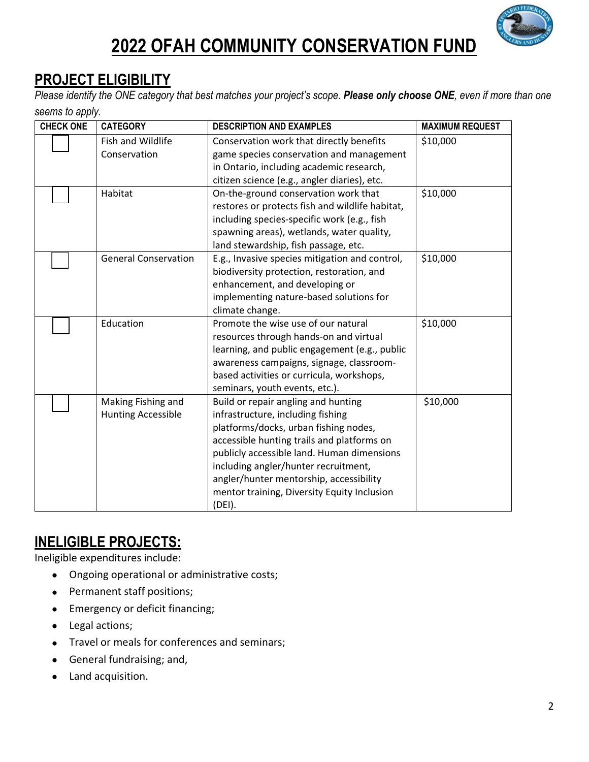# 2022 OFAH COMMUNITY CONSERVATION FUND

## PROJECT ELIGIBILITY

*Please identify the ONE category that best matches your project's scope.* ***Please only choose ONE****, even if more than one seems to apply.*

| CHECK ONE | CATEGORY | DESCRIPTION AND EXAMPLES | MAXIMUM REQUEST |
|---|---|---|---|
| ☐ | Fish and Wildlife Conservation | Conservation work that directly benefits game species conservation and management in Ontario, including academic research, citizen science (e.g., angler diaries), etc. | $10,000 |
| ☐ | Habitat | On-the-ground conservation work that restores or protects fish and wildlife habitat, including species-specific work (e.g., fish spawning areas), wetlands, water quality, land stewardship, fish passage, etc. | $10,000 |
| ☐ | General Conservation | E.g., Invasive species mitigation and control, biodiversity protection, restoration, and enhancement, and developing or implementing nature-based solutions for climate change. | $10,000 |
| ☐ | Education | Promote the wise use of our natural resources through hands-on and virtual learning, and public engagement (e.g., public awareness campaigns, signage, classroom-based activities or curricula, workshops, seminars, youth events, etc.). | $10,000 |
| ☐ | Making Fishing and Hunting Accessible | Build or repair angling and hunting infrastructure, including fishing platforms/docks, urban fishing nodes, accessible hunting trails and platforms on publicly accessible land. Human dimensions including angler/hunter recruitment, angler/hunter mentorship, accessibility mentor training, Diversity Equity Inclusion (DEI). | $10,000 |

## INELIGIBLE PROJECTS:

Ineligible expenditures include:

- Ongoing operational or administrative costs;
- Permanent staff positions;
- Emergency or deficit financing;
- Legal actions;
- Travel or meals for conferences and seminars;
- General fundraising; and,
- Land acquisition.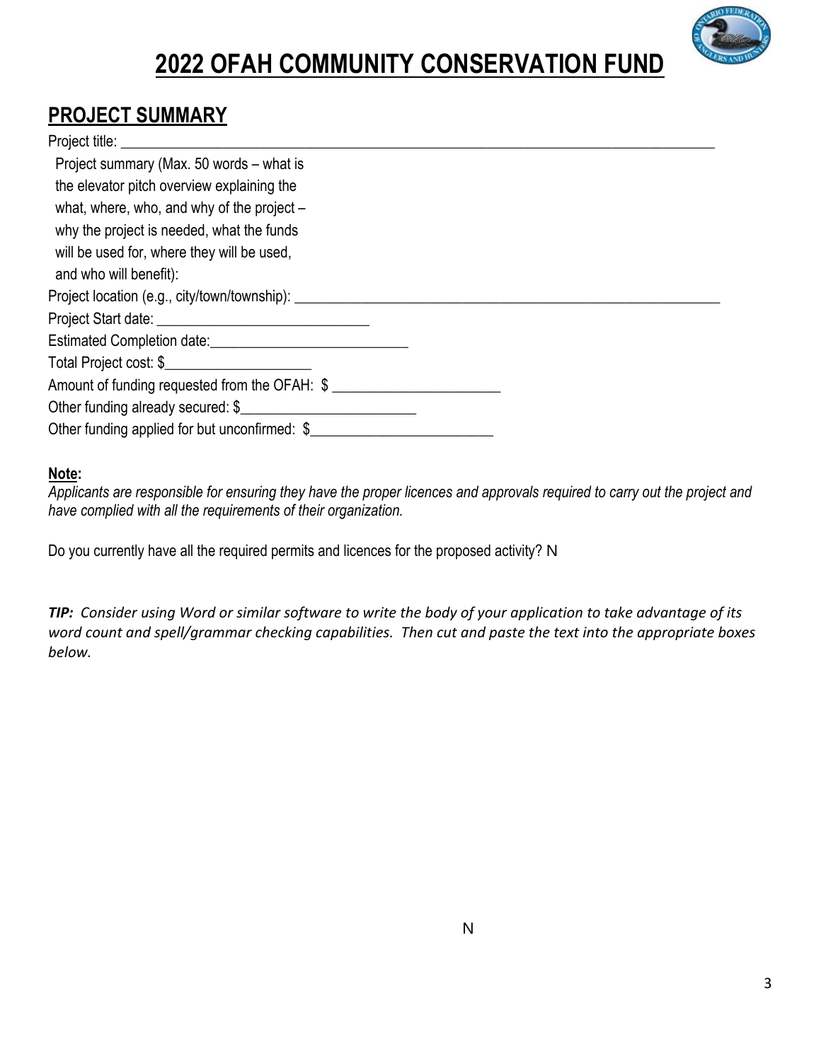# 2022 OFAH COMMUNITY CONSERVATION FUND

## PROJECT SUMMARY

Project title: ______________________________________________________________________________

Project summary (Max. 50 words – what is the elevator pitch overview explaining the what, where, who, and why of the project – why the project is needed, what the funds will be used for, where they will be used, and who will benefit):

Project location (e.g., city/town/township): _______________________________________________________

Project Start date: ____________________________

Estimated Completion date:__________________________

Total Project cost: $___________________

Amount of funding requested from the OFAH: $ _____________________

Other funding already secured: $______________________

Other funding applied for but unconfirmed: $_______________________

**Note:**

*Applicants are responsible for ensuring they have the proper licences and approvals required to carry out the project and have complied with all the requirements of their organization.*

Do you currently have all the required permits and licences for the proposed activity? N

***TIP:*** *Consider using Word or similar software to write the body of your application to take advantage of its word count and spell/grammar checking capabilities. Then cut and paste the text into the appropriate boxes below.*

N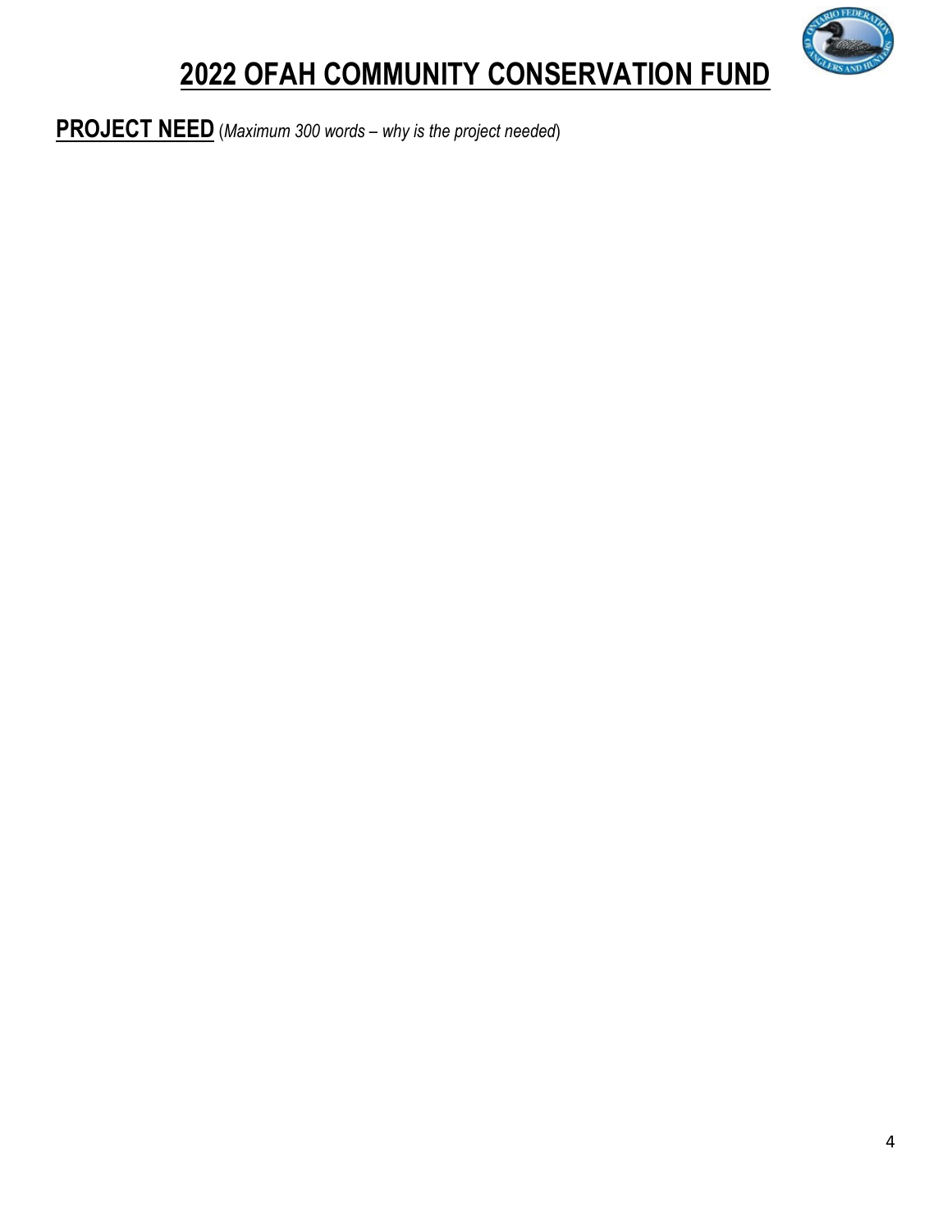# 2022 OFAH COMMUNITY CONSERVATION FUND

**PROJECT NEED** (*Maximum 300 words – why is the project needed*)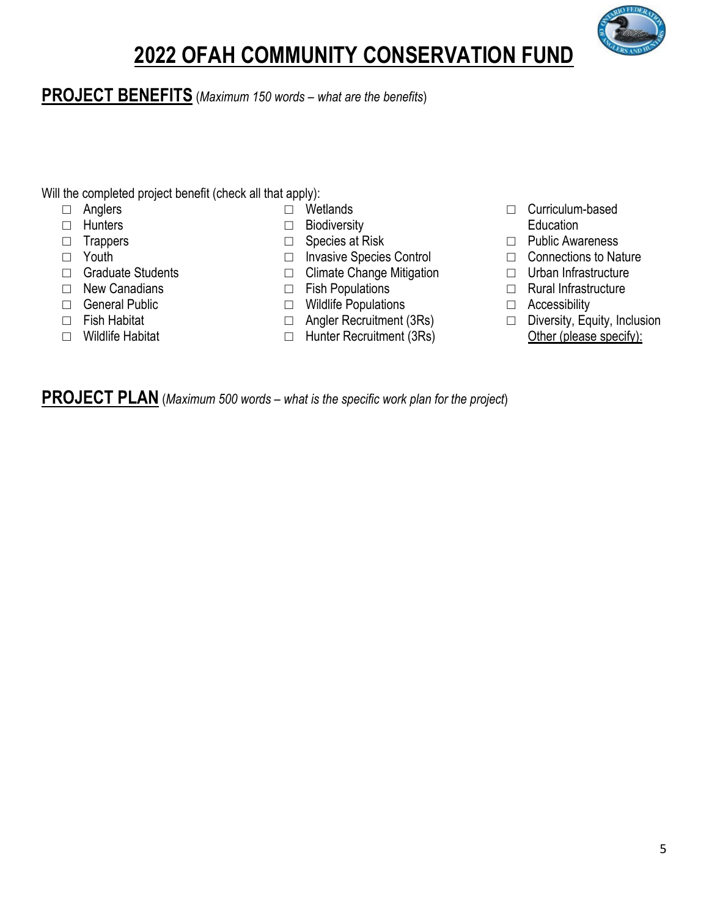# 2022 OFAH COMMUNITY CONSERVATION FUND

## PROJECT BENEFITS (*Maximum 150 words – what are the benefits*)

Will the completed project benefit (check all that apply):

- ☐ Anglers
- ☐ Hunters
- ☐ Trappers
- ☐ Youth
- ☐ Graduate Students
- ☐ New Canadians
- ☐ General Public
- ☐ Fish Habitat
- ☐ Wildlife Habitat
- ☐ Wetlands
- ☐ Biodiversity
- ☐ Species at Risk
- ☐ Invasive Species Control
- ☐ Climate Change Mitigation
- ☐ Fish Populations
- ☐ Wildlife Populations
- ☐ Angler Recruitment (3Rs)
- ☐ Hunter Recruitment (3Rs)
- ☐ Curriculum-based Education
- ☐ Public Awareness
- ☐ Connections to Nature
- ☐ Urban Infrastructure
- ☐ Rural Infrastructure
- ☐ Accessibility
- ☐ Diversity, Equity, Inclusion

Other (please specify):

## PROJECT PLAN (*Maximum 500 words – what is the specific work plan for the project*)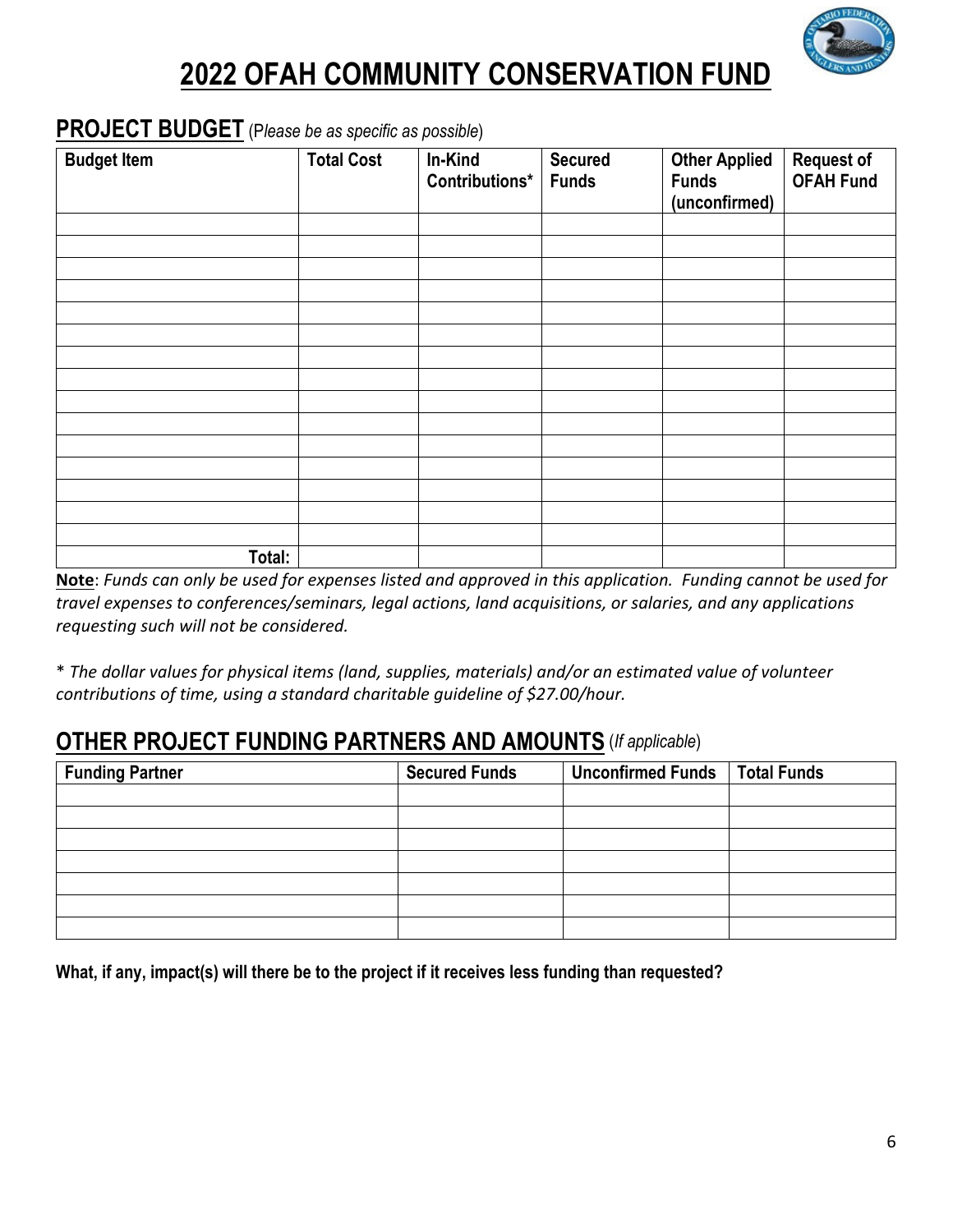# 2022 OFAH COMMUNITY CONSERVATION FUND

## PROJECT BUDGET (*Please be as specific as possible*)

| Budget Item | Total Cost | In-Kind Contributions* | Secured Funds | Other Applied Funds (unconfirmed) | Request of OFAH Fund |
|---|---|---|---|---|---|
| | | | | | |
| | | | | | |
| | | | | | |
| | | | | | |
| | | | | | |
| | | | | | |
| | | | | | |
| | | | | | |
| | | | | | |
| | | | | | |
| | | | | | |
| | | | | | |
| | | | | | |
| | | | | | |
| | | | | | |
| **Total:** | | | | | |

**Note**: *Funds can only be used for expenses listed and approved in this application. Funding cannot be used for travel expenses to conferences/seminars, legal actions, land acquisitions, or salaries, and any applications requesting such will not be considered.*

* *The dollar values for physical items (land, supplies, materials) and/or an estimated value of volunteer contributions of time, using a standard charitable guideline of $27.00/hour.*

## OTHER PROJECT FUNDING PARTNERS AND AMOUNTS (*If applicable*)

| Funding Partner | Secured Funds | Unconfirmed Funds | Total Funds |
|---|---|---|---|
| | | | |
| | | | |
| | | | |
| | | | |
| | | | |
| | | | |
| | | | |

**What, if any, impact(s) will there be to the project if it receives less funding than requested?**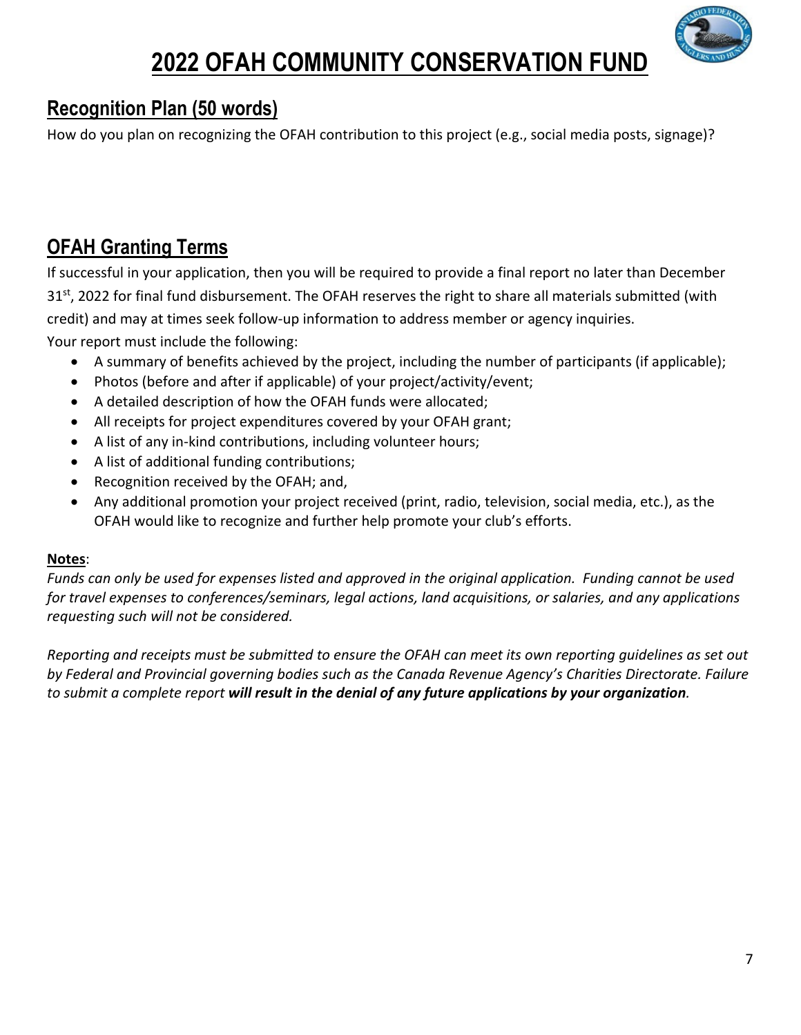# 2022 OFAH COMMUNITY CONSERVATION FUND

## Recognition Plan (50 words)

How do you plan on recognizing the OFAH contribution to this project (e.g., social media posts, signage)?

## OFAH Granting Terms

If successful in your application, then you will be required to provide a final report no later than December 31st, 2022 for final fund disbursement. The OFAH reserves the right to share all materials submitted (with credit) and may at times seek follow-up information to address member or agency inquiries.

Your report must include the following:

- A summary of benefits achieved by the project, including the number of participants (if applicable);
- Photos (before and after if applicable) of your project/activity/event;
- A detailed description of how the OFAH funds were allocated;
- All receipts for project expenditures covered by your OFAH grant;
- A list of any in-kind contributions, including volunteer hours;
- A list of additional funding contributions;
- Recognition received by the OFAH; and,
- Any additional promotion your project received (print, radio, television, social media, etc.), as the OFAH would like to recognize and further help promote your club's efforts.

**Notes**:

*Funds can only be used for expenses listed and approved in the original application. Funding cannot be used for travel expenses to conferences/seminars, legal actions, land acquisitions, or salaries, and any applications requesting such will not be considered.*

*Reporting and receipts must be submitted to ensure the OFAH can meet its own reporting guidelines as set out by Federal and Provincial governing bodies such as the Canada Revenue Agency's Charities Directorate. Failure to submit a complete report* ***will result in the denial of any future applications by your organization****.*